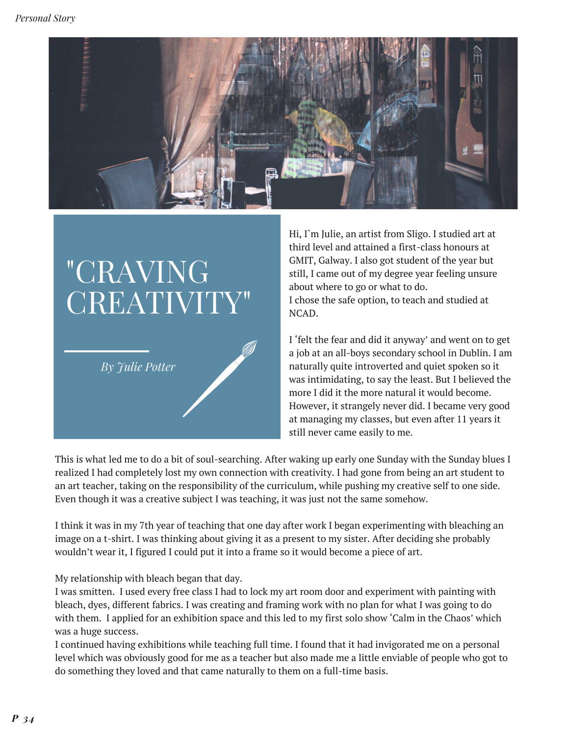# "CRAVING CREATIVITY"

*By Julie Potter*

Hi, I`m Julie, an artist from Sligo. I studied art at third level and attained a first-class honours at GMIT, Galway. I also got student of the year but still, I came out of my degree year feeling unsure about where to go or what to do.
I chose the safe option, to teach and studied at NCAD.

I 'felt the fear and did it anyway' and went on to get a job at an all-boys secondary school in Dublin. I am naturally quite introverted and quiet spoken so it was intimidating, to say the least. But I believed the more I did it the more natural it would become. However, it strangely never did. I became very good at managing my classes, but even after 11 years it still never came easily to me.

This is what led me to do a bit of soul-searching. After waking up early one Sunday with the Sunday blues I realized I had completely lost my own connection with creativity. I had gone from being an art student to an art teacher, taking on the responsibility of the curriculum, while pushing my creative self to one side. Even though it was a creative subject I was teaching, it was just not the same somehow.

I think it was in my 7th year of teaching that one day after work I began experimenting with bleaching an image on a t-shirt. I was thinking about giving it as a present to my sister. After deciding she probably wouldn't wear it, I figured I could put it into a frame so it would become a piece of art.

My relationship with bleach began that day.
I was smitten. I used every free class I had to lock my art room door and experiment with painting with bleach, dyes, different fabrics. I was creating and framing work with no plan for what I was going to do with them. I applied for an exhibition space and this led to my first solo show 'Calm in the Chaos' which was a huge success.
I continued having exhibitions while teaching full time. I found that it had invigorated me on a personal level which was obviously good for me as a teacher but also made me a little enviable of people who got to do something they loved and that came naturally to them on a full-time basis.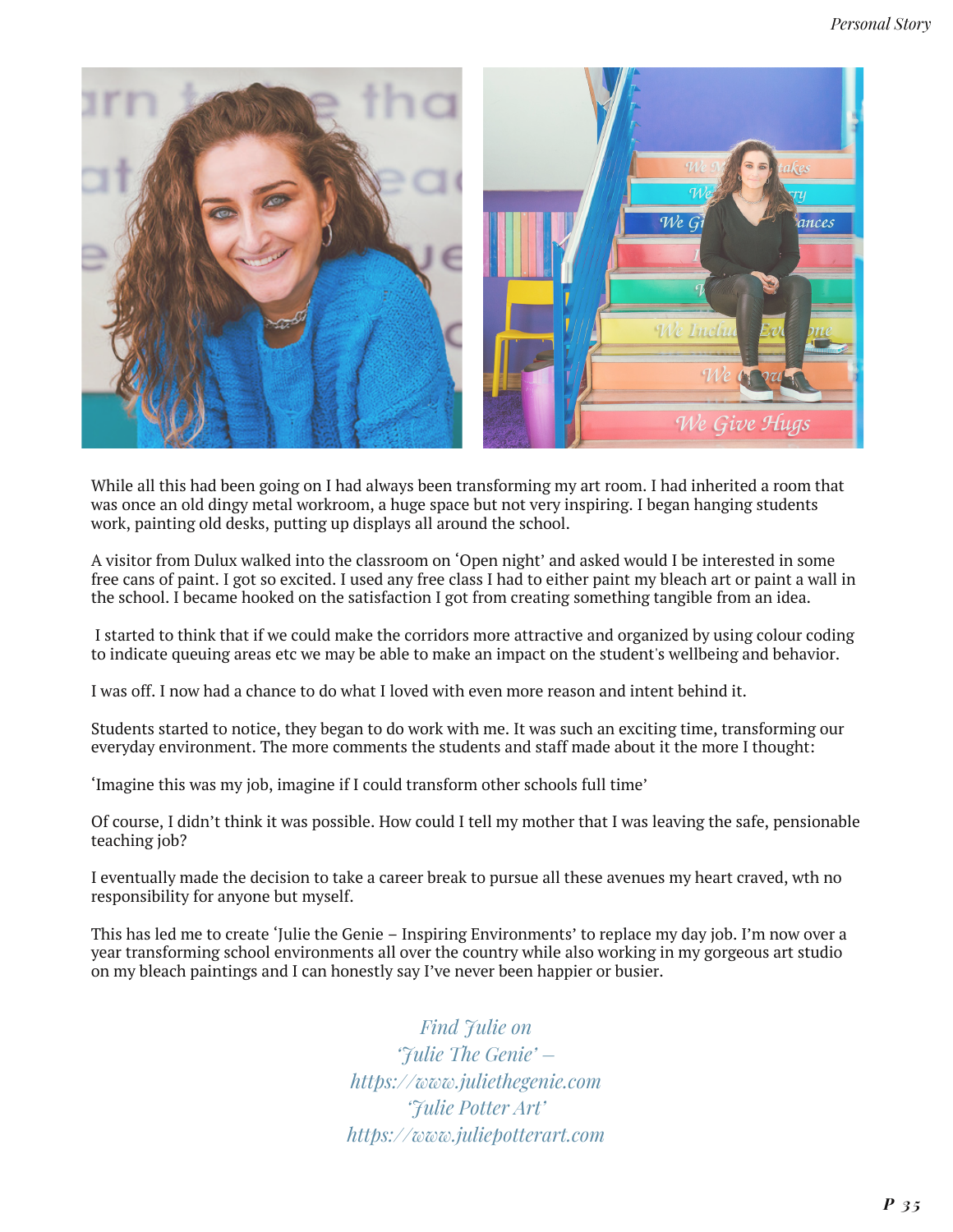While all this had been going on I had always been transforming my art room. I had inherited a room that was once an old dingy metal workroom, a huge space but not very inspiring. I began hanging students work, painting old desks, putting up displays all around the school.

A visitor from Dulux walked into the classroom on ‘Open night’ and asked would I be interested in some free cans of paint. I got so excited. I used any free class I had to either paint my bleach art or paint a wall in the school. I became hooked on the satisfaction I got from creating something tangible from an idea.

I started to think that if we could make the corridors more attractive and organized by using colour coding to indicate queuing areas etc we may be able to make an impact on the student's wellbeing and behavior.

I was off. I now had a chance to do what I loved with even more reason and intent behind it.

Students started to notice, they began to do work with me. It was such an exciting time, transforming our everyday environment. The more comments the students and staff made about it the more I thought:

‘Imagine this was my job, imagine if I could transform other schools full time’

Of course, I didn’t think it was possible. How could I tell my mother that I was leaving the safe, pensionable teaching job?

I eventually made the decision to take a career break to pursue all these avenues my heart craved, wth no responsibility for anyone but myself.

This has led me to create ‘Julie the Genie – Inspiring Environments’ to replace my day job. I’m now over a year transforming school environments all over the country while also working in my gorgeous art studio on my bleach paintings and I can honestly say I’ve never been happier or busier.

*Find Julie on*
*‘Julie The Genie’ –*
*https://www.juliethegenie.com*
*‘Julie Potter Art’*
*https://www.juliepotterart.com*